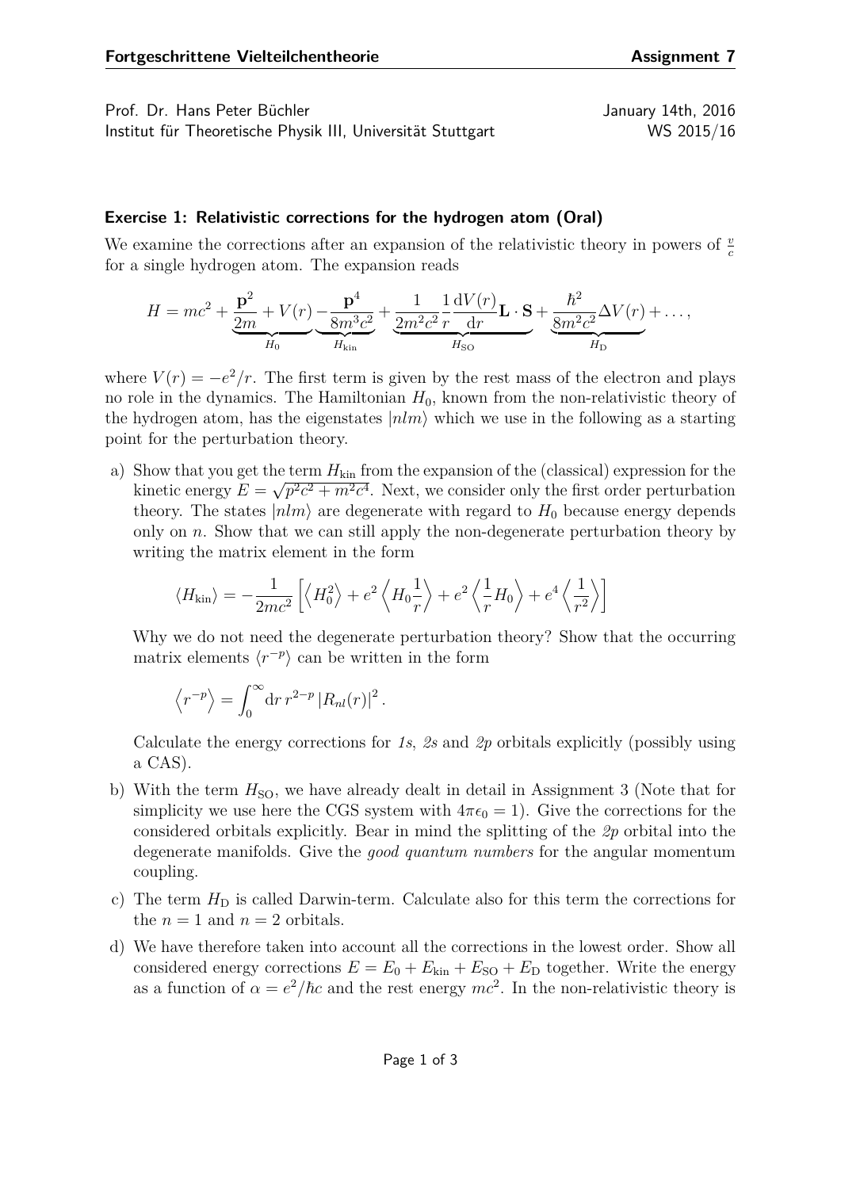Prof. Dr. Hans Peter Büchler  
Institut für Theoretische Physik III, Universität Stuttgart

January 14th, 2016  
WS 2015/16

### Exercise 1: Relativistic corrections for the hydrogen atom (Oral)

We examine the corrections after an expansion of the relativistic theory in powers of $\frac{v}{c}$ for a single hydrogen atom. The expansion reads

$$H = mc^2 + \underbrace{\frac{\mathbf{p}^2}{2m} + V(r)}_{H_0} \underbrace{- \frac{\mathbf{p}^4}{8m^3c^2}}_{H_{\text{kin}}} + \underbrace{\frac{1}{2m^2c^2}\frac{1}{r}\frac{\mathrm{d}V(r)}{\mathrm{d}r}\mathbf{L}\cdot\mathbf{S}}_{H_{\text{SO}}} + \underbrace{\frac{\hbar^2}{8m^2c^2}\Delta V(r)}_{H_{\text{D}}} + \ldots,$$

where $V(r) = -e^2/r$. The first term is given by the rest mass of the electron and plays no role in the dynamics. The Hamiltonian $H_0$, known from the non-relativistic theory of the hydrogen atom, has the eigenstates $|nlm\rangle$ which we use in the following as a starting point for the perturbation theory.

a) Show that you get the term $H_{\text{kin}}$ from the expansion of the (classical) expression for the kinetic energy $E = \sqrt{p^2c^2 + m^2c^4}$. Next, we consider only the first order perturbation theory. The states $|nlm\rangle$ are degenerate with regard to $H_0$ because energy depends only on $n$. Show that we can still apply the non-degenerate perturbation theory by writing the matrix element in the form

$$\langle H_{\text{kin}} \rangle = -\frac{1}{2mc^2}\left[\left\langle H_0^2 \right\rangle + e^2\left\langle H_0\frac{1}{r}\right\rangle + e^2\left\langle\frac{1}{r}H_0\right\rangle + e^4\left\langle\frac{1}{r^2}\right\rangle\right]$$

Why we do not need the degenerate perturbation theory? Show that the occurring matrix elements $\langle r^{-p}\rangle$ can be written in the form

$$\left\langle r^{-p}\right\rangle = \int_0^\infty \mathrm{d}r\, r^{2-p}\,|R_{nl}(r)|^2\,.$$

Calculate the energy corrections for *1s*, *2s* and *2p* orbitals explicitly (possibly using a CAS).

b) With the term $H_{\text{SO}}$, we have already dealt in detail in Assignment 3 (Note that for simplicity we use here the CGS system with $4\pi\epsilon_0 = 1$). Give the corrections for the considered orbitals explicitly. Bear in mind the splitting of the *2p* orbital into the degenerate manifolds. Give the *good quantum numbers* for the angular momentum coupling.

c) The term $H_{\text{D}}$ is called Darwin-term. Calculate also for this term the corrections for the $n = 1$ and $n = 2$ orbitals.

d) We have therefore taken into account all the corrections in the lowest order. Show all considered energy corrections $E = E_0 + E_{\text{kin}} + E_{\text{SO}} + E_{\text{D}}$ together. Write the energy as a function of $\alpha = e^2/\hbar c$ and the rest energy $mc^2$. In the non-relativistic theory is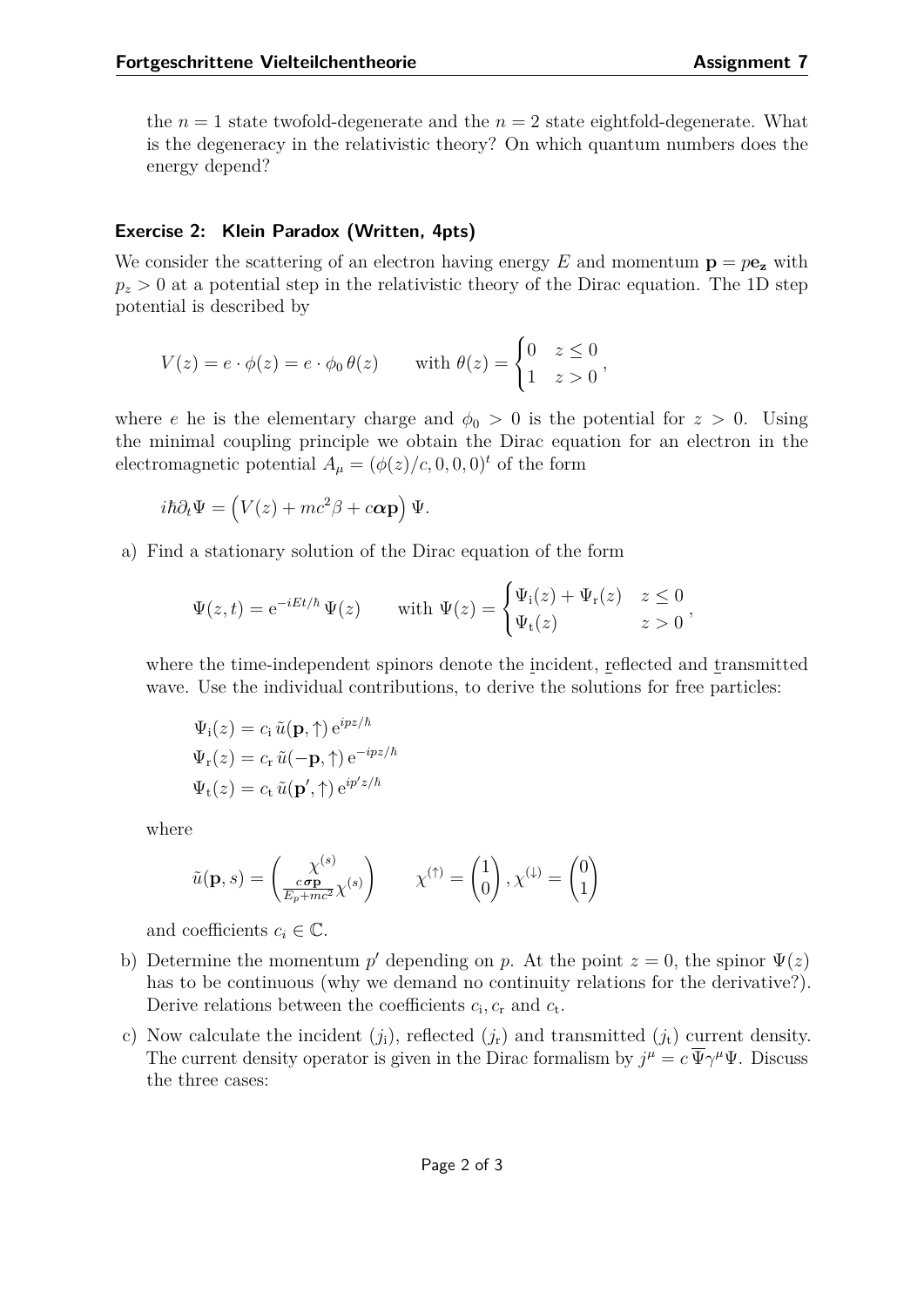the $n = 1$ state twofold-degenerate and the $n = 2$ state eightfold-degenerate. What is the degeneracy in the relativistic theory? On which quantum numbers does the energy depend?

### Exercise 2: Klein Paradox (Written, 4pts)

We consider the scattering of an electron having energy $E$ and momentum $\mathbf{p} = p\mathbf{e_z}$ with $p_z > 0$ at a potential step in the relativistic theory of the Dirac equation. The 1D step potential is described by

$$V(z) = e \cdot \phi(z) = e \cdot \phi_0 \, \theta(z) \qquad \text{with } \theta(z) = \begin{cases} 0 & z \leq 0 \\ 1 & z > 0 \end{cases},$$

where $e$ he is the elementary charge and $\phi_0 > 0$ is the potential for $z > 0$. Using the minimal coupling principle we obtain the Dirac equation for an electron in the electromagnetic potential $A_\mu = (\phi(z)/c, 0, 0, 0)^t$ of the form

$$i\hbar \partial_t \Psi = \left( V(z) + mc^2 \beta + c\boldsymbol{\alpha}\mathbf{p} \right) \Psi.$$

a) Find a stationary solution of the Dirac equation of the form

$$\Psi(z,t) = \mathrm{e}^{-iEt/\hbar} \, \Psi(z) \qquad \text{with } \Psi(z) = \begin{cases} \Psi_{\mathrm{i}}(z) + \Psi_{\mathrm{r}}(z) & z \leq 0 \\ \Psi_{\mathrm{t}}(z) & z > 0 \end{cases},$$

where the time-independent spinors denote the incident, reflected and transmitted wave. Use the individual contributions, to derive the solutions for free particles:

$$\begin{aligned} \Psi_{\mathrm{i}}(z) &= c_{\mathrm{i}} \, \tilde{u}(\mathbf{p}, \uparrow) \, \mathrm{e}^{ipz/\hbar} \\ \Psi_{\mathrm{r}}(z) &= c_{\mathrm{r}} \, \tilde{u}(-\mathbf{p}, \uparrow) \, \mathrm{e}^{-ipz/\hbar} \\ \Psi_{\mathrm{t}}(z) &= c_{\mathrm{t}} \, \tilde{u}(\mathbf{p}', \uparrow) \, \mathrm{e}^{ip'z/\hbar} \end{aligned}$$

where

$$\tilde{u}(\mathbf{p}, s) = \begin{pmatrix} \chi^{(s)} \\ \frac{c\,\boldsymbol{\sigma}\mathbf{p}}{E_p + mc^2} \chi^{(s)} \end{pmatrix} \qquad \chi^{(\uparrow)} = \begin{pmatrix} 1 \\ 0 \end{pmatrix}, \chi^{(\downarrow)} = \begin{pmatrix} 0 \\ 1 \end{pmatrix}$$

and coefficients $c_i \in \mathbb{C}$.

b) Determine the momentum $p'$ depending on $p$. At the point $z = 0$, the spinor $\Psi(z)$ has to be continuous (why we demand no continuity relations for the derivative?). Derive relations between the coefficients $c_{\mathrm{i}}, c_{\mathrm{r}}$ and $c_{\mathrm{t}}$.

c) Now calculate the incident ($j_{\mathrm{i}}$), reflected ($j_{\mathrm{r}}$) and transmitted ($j_{\mathrm{t}}$) current density. The current density operator is given in the Dirac formalism by $j^\mu = c\,\overline{\Psi}\gamma^\mu\Psi$. Discuss the three cases: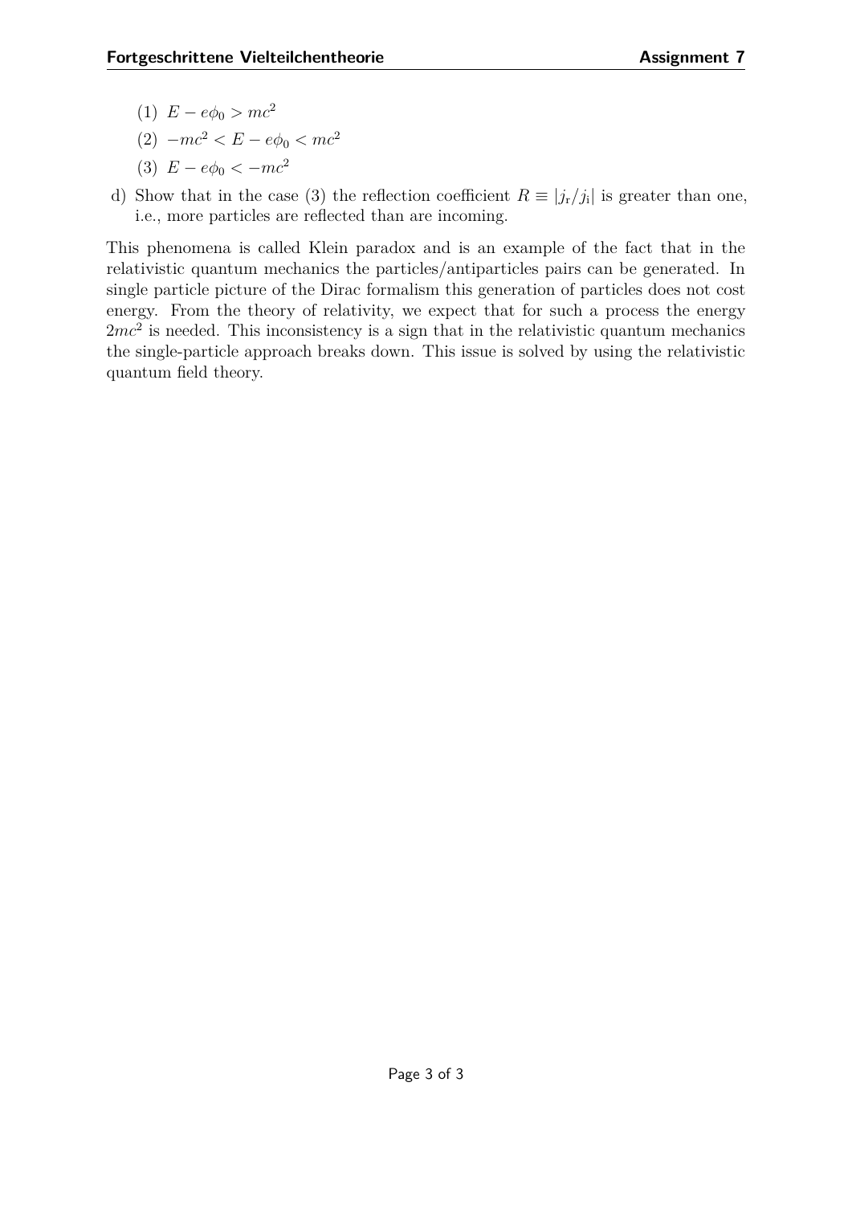(1) $E - e\phi_0 > mc^2$

(2) $-mc^2 < E - e\phi_0 < mc^2$

(3) $E - e\phi_0 < -mc^2$

d) Show that in the case (3) the reflection coefficient $R \equiv |j_r/j_i|$ is greater than one, i.e., more particles are reflected than are incoming.

This phenomena is called Klein paradox and is an example of the fact that in the relativistic quantum mechanics the particles/antiparticles pairs can be generated. In single particle picture of the Dirac formalism this generation of particles does not cost energy. From the theory of relativity, we expect that for such a process the energy $2mc^2$ is needed. This inconsistency is a sign that in the relativistic quantum mechanics the single-particle approach breaks down. This issue is solved by using the relativistic quantum field theory.